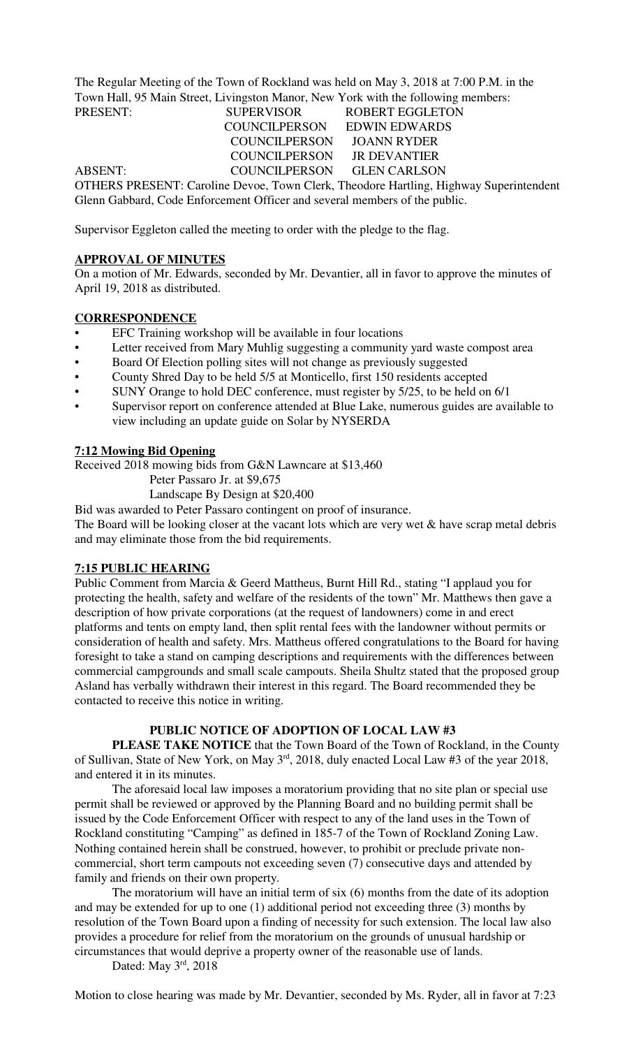The Regular Meeting of the Town of Rockland was held on May 3, 2018 at 7:00 P.M. in the Town Hall, 95 Main Street, Livingston Manor, New York with the following members:

| | | |
|---|---|---|
| PRESENT: | SUPERVISOR | ROBERT EGGLETON |
| | COUNCILPERSON | EDWIN EDWARDS |
| | COUNCILPERSON | JOANN RYDER |
| | COUNCILPERSON | JR DEVANTIER |
| ABSENT: | COUNCILPERSON | GLEN CARLSON |

OTHERS PRESENT: Caroline Devoe, Town Clerk, Theodore Hartling, Highway Superintendent Glenn Gabbard, Code Enforcement Officer and several members of the public.

Supervisor Eggleton called the meeting to order with the pledge to the flag.

**APPROVAL OF MINUTES**

On a motion of Mr. Edwards, seconded by Mr. Devantier, all in favor to approve the minutes of April 19, 2018 as distributed.

**CORRESPONDENCE**

- EFC Training workshop will be available in four locations
- Letter received from Mary Muhlig suggesting a community yard waste compost area
- Board Of Election polling sites will not change as previously suggested
- County Shred Day to be held 5/5 at Monticello, first 150 residents accepted
- SUNY Orange to hold DEC conference, must register by 5/25, to be held on 6/1
- Supervisor report on conference attended at Blue Lake, numerous guides are available to view including an update guide on Solar by NYSERDA

**7:12 Mowing Bid Opening**

Received 2018 mowing bids from G&N Lawncare at $13,460
Peter Passaro Jr. at $9,675
Landscape By Design at $20,400

Bid was awarded to Peter Passaro contingent on proof of insurance.
The Board will be looking closer at the vacant lots which are very wet & have scrap metal debris and may eliminate those from the bid requirements.

**7:15 PUBLIC HEARING**

Public Comment from Marcia & Geerd Mattheus, Burnt Hill Rd., stating "I applaud you for protecting the health, safety and welfare of the residents of the town" Mr. Matthews then gave a description of how private corporations (at the request of landowners) come in and erect platforms and tents on empty land, then split rental fees with the landowner without permits or consideration of health and safety. Mrs. Mattheus offered congratulations to the Board for having foresight to take a stand on camping descriptions and requirements with the differences between commercial campgrounds and small scale campouts. Sheila Shultz stated that the proposed group Asland has verbally withdrawn their interest in this regard. The Board recommended they be contacted to receive this notice in writing.

**PUBLIC NOTICE OF ADOPTION OF LOCAL LAW #3**

**PLEASE TAKE NOTICE** that the Town Board of the Town of Rockland, in the County of Sullivan, State of New York, on May 3rd, 2018, duly enacted Local Law #3 of the year 2018, and entered it in its minutes.

The aforesaid local law imposes a moratorium providing that no site plan or special use permit shall be reviewed or approved by the Planning Board and no building permit shall be issued by the Code Enforcement Officer with respect to any of the land uses in the Town of Rockland constituting "Camping" as defined in 185-7 of the Town of Rockland Zoning Law. Nothing contained herein shall be construed, however, to prohibit or preclude private non-commercial, short term campouts not exceeding seven (7) consecutive days and attended by family and friends on their own property.

The moratorium will have an initial term of six (6) months from the date of its adoption and may be extended for up to one (1) additional period not exceeding three (3) months by resolution of the Town Board upon a finding of necessity for such extension. The local law also provides a procedure for relief from the moratorium on the grounds of unusual hardship or circumstances that would deprive a property owner of the reasonable use of lands.

Dated: May 3rd, 2018

Motion to close hearing was made by Mr. Devantier, seconded by Ms. Ryder, all in favor at 7:23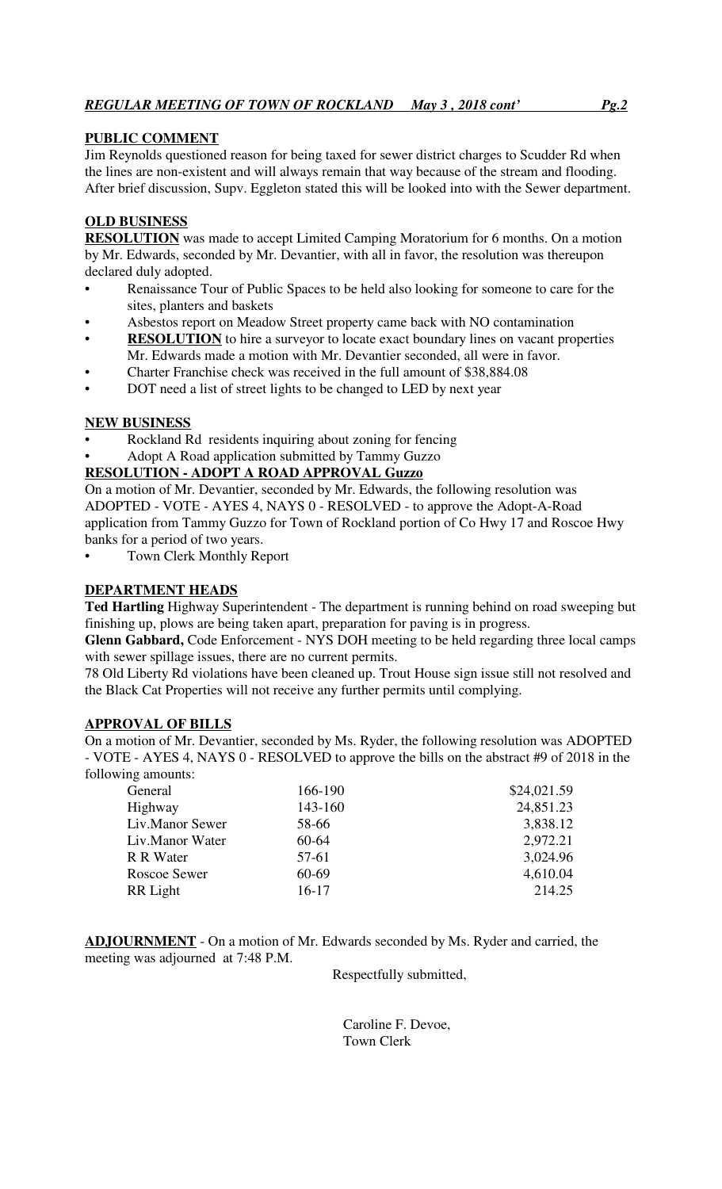## PUBLIC COMMENT

Jim Reynolds questioned reason for being taxed for sewer district charges to Scudder Rd when the lines are non-existent and will always remain that way because of the stream and flooding. After brief discussion, Supv. Eggleton stated this will be looked into with the Sewer department.

## OLD BUSINESS

**RESOLUTION** was made to accept Limited Camping Moratorium for 6 months. On a motion by Mr. Edwards, seconded by Mr. Devantier, with all in favor, the resolution was thereupon declared duly adopted.

- Renaissance Tour of Public Spaces to be held also looking for someone to care for the sites, planters and baskets
- Asbestos report on Meadow Street property came back with NO contamination
- **RESOLUTION** to hire a surveyor to locate exact boundary lines on vacant properties Mr. Edwards made a motion with Mr. Devantier seconded, all were in favor.
- Charter Franchise check was received in the full amount of $38,884.08
- DOT need a list of street lights to be changed to LED by next year

## NEW BUSINESS

- Rockland Rd residents inquiring about zoning for fencing
- Adopt A Road application submitted by Tammy Guzzo

**RESOLUTION - ADOPT A ROAD APPROVAL Guzzo**

On a motion of Mr. Devantier, seconded by Mr. Edwards, the following resolution was ADOPTED - VOTE - AYES 4, NAYS 0 - RESOLVED - to approve the Adopt-A-Road application from Tammy Guzzo for Town of Rockland portion of Co Hwy 17 and Roscoe Hwy banks for a period of two years.

- Town Clerk Monthly Report

## DEPARTMENT HEADS

**Ted Hartling** Highway Superintendent - The department is running behind on road sweeping but finishing up, plows are being taken apart, preparation for paving is in progress.

**Glenn Gabbard,** Code Enforcement - NYS DOH meeting to be held regarding three local camps with sewer spillage issues, there are no current permits.

78 Old Liberty Rd violations have been cleaned up. Trout House sign issue still not resolved and the Black Cat Properties will not receive any further permits until complying.

## APPROVAL OF BILLS

On a motion of Mr. Devantier, seconded by Ms. Ryder, the following resolution was ADOPTED - VOTE - AYES 4, NAYS 0 - RESOLVED to approve the bills on the abstract #9 of 2018 in the following amounts:

| | | |
|---|---|---|
| General | 166-190 | $24,021.59 |
| Highway | 143-160 | 24,851.23 |
| Liv.Manor Sewer | 58-66 | 3,838.12 |
| Liv.Manor Water | 60-64 | 2,972.21 |
| R R Water | 57-61 | 3,024.96 |
| Roscoe Sewer | 60-69 | 4,610.04 |
| RR Light | 16-17 | 214.25 |

**ADJOURNMENT** - On a motion of Mr. Edwards seconded by Ms. Ryder and carried, the meeting was adjourned at 7:48 P.M.

Respectfully submitted,

Caroline F. Devoe,
Town Clerk